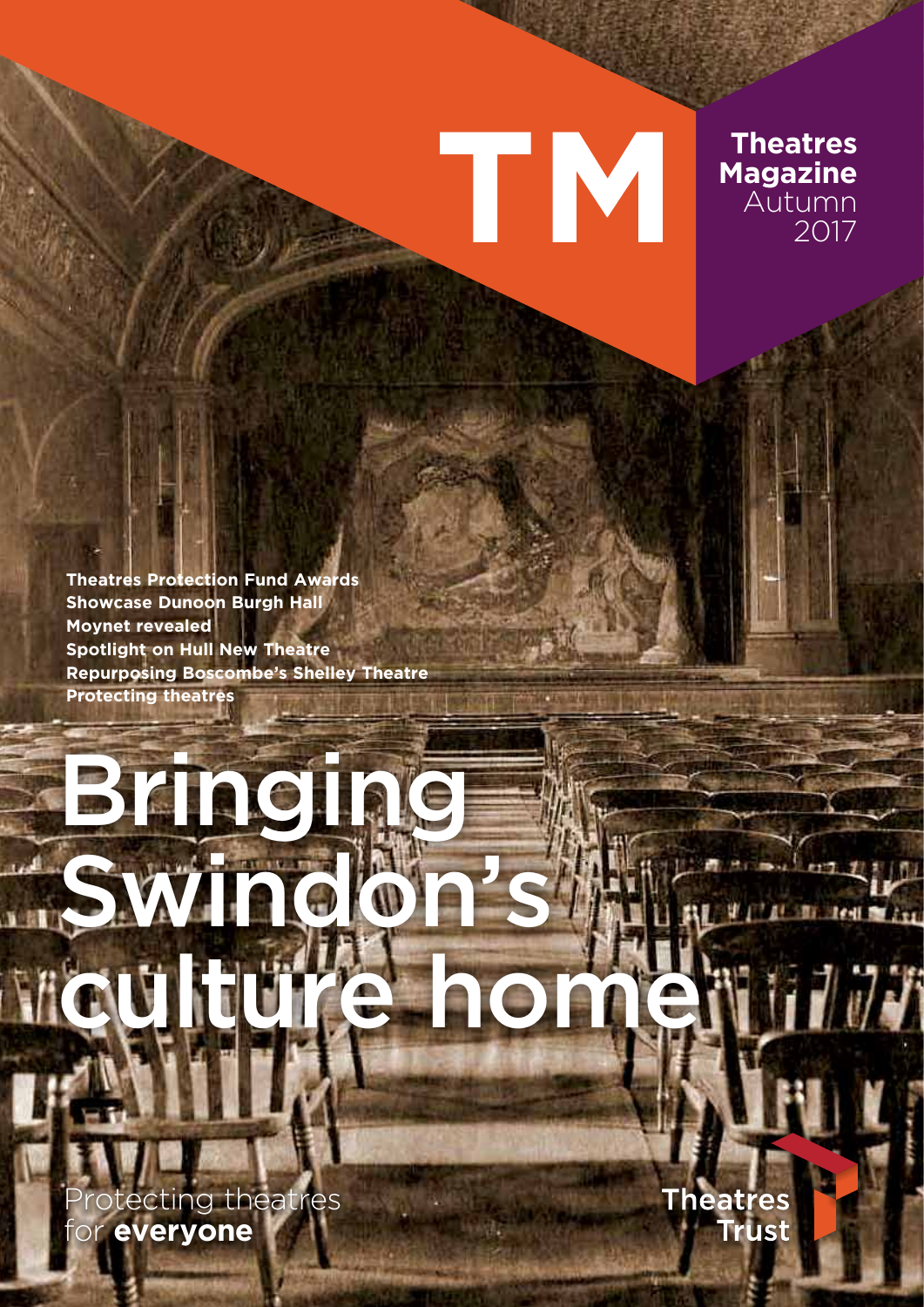# TM

**Theatres Magazine**
Autumn 2017

**Theatres Protection Fund Awards**
**Showcase Dunoon Burgh Hall**
**Moynet revealed**
**Spotlight on Hull New Theatre**
**Repurposing Boscombe's Shelley Theatre**
**Protecting theatres**

# Bringing Swindon's culture home

Protecting theatres for **everyone**

**Theatres Trust**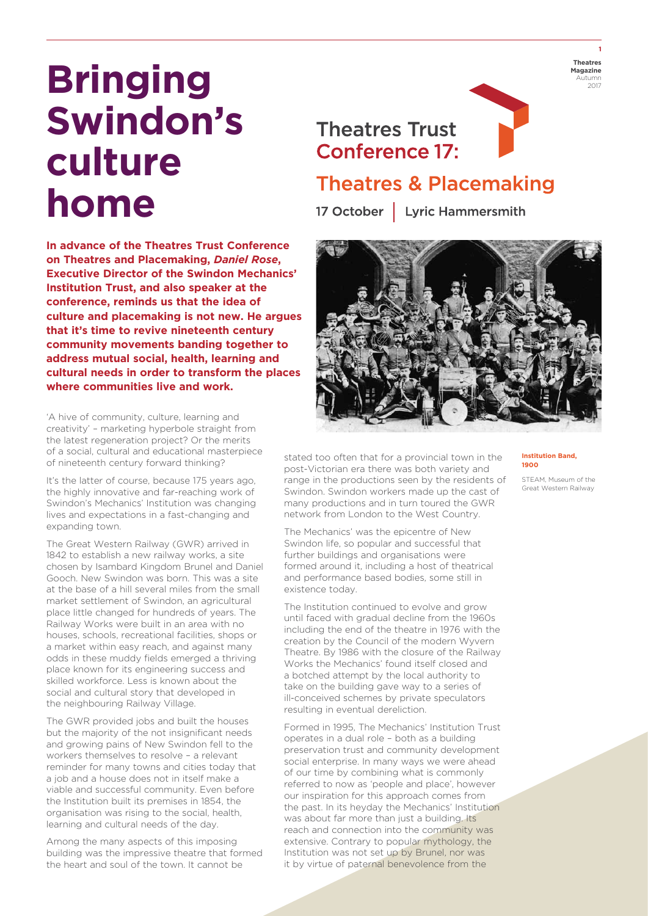# Bringing Swindon's culture home

## Theatres Trust Conference 17: Theatres & Placemaking

17 October | Lyric Hammersmith

**In advance of the Theatres Trust Conference on Theatres and Placemaking, *Daniel Rose*, Executive Director of the Swindon Mechanics' Institution Trust, and also speaker at the conference, reminds us that the idea of culture and placemaking is not new. He argues that it's time to revive nineteenth century community movements banding together to address mutual social, health, learning and cultural needs in order to transform the places where communities live and work.**

'A hive of community, culture, learning and creativity' – marketing hyperbole straight from the latest regeneration project? Or the merits of a social, cultural and educational masterpiece of nineteenth century forward thinking?

It's the latter of course, because 175 years ago, the highly innovative and far-reaching work of Swindon's Mechanics' Institution was changing lives and expectations in a fast-changing and expanding town.

The Great Western Railway (GWR) arrived in 1842 to establish a new railway works, a site chosen by Isambard Kingdom Brunel and Daniel Gooch. New Swindon was born. This was a site at the base of a hill several miles from the small market settlement of Swindon, an agricultural place little changed for hundreds of years. The Railway Works were built in an area with no houses, schools, recreational facilities, shops or a market within easy reach, and against many odds in these muddy fields emerged a thriving place known for its engineering success and skilled workforce. Less is known about the social and cultural story that developed in the neighbouring Railway Village.

The GWR provided jobs and built the houses but the majority of the not insignificant needs and growing pains of New Swindon fell to the workers themselves to resolve – a relevant reminder for many towns and cities today that a job and a house does not in itself make a viable and successful community. Even before the Institution built its premises in 1854, the organisation was rising to the social, health, learning and cultural needs of the day.

Among the many aspects of this imposing building was the impressive theatre that formed the heart and soul of the town. It cannot be stated too often that for a provincial town in the post-Victorian era there was both variety and range in the productions seen by the residents of Swindon. Swindon workers made up the cast of many productions and in turn toured the GWR network from London to the West Country.

**Institution Band, 1900**

STEAM, Museum of the Great Western Railway

The Mechanics' was the epicentre of New Swindon life, so popular and successful that further buildings and organisations were formed around it, including a host of theatrical and performance based bodies, some still in existence today.

The Institution continued to evolve and grow until faced with gradual decline from the 1960s including the end of the theatre in 1976 with the creation by the Council of the modern Wyvern Theatre. By 1986 with the closure of the Railway Works the Mechanics' found itself closed and a botched attempt by the local authority to take on the building gave way to a series of ill-conceived schemes by private speculators resulting in eventual dereliction.

Formed in 1995, The Mechanics' Institution Trust operates in a dual role – both as a building preservation trust and community development social enterprise. In many ways we were ahead of our time by combining what is commonly referred to now as 'people and place', however our inspiration for this approach comes from the past. In its heyday the Mechanics' Institution was about far more than just a building. Its reach and connection into the community was extensive. Contrary to popular mythology, the Institution was not set up by Brunel, nor was it by virtue of paternal benevolence from the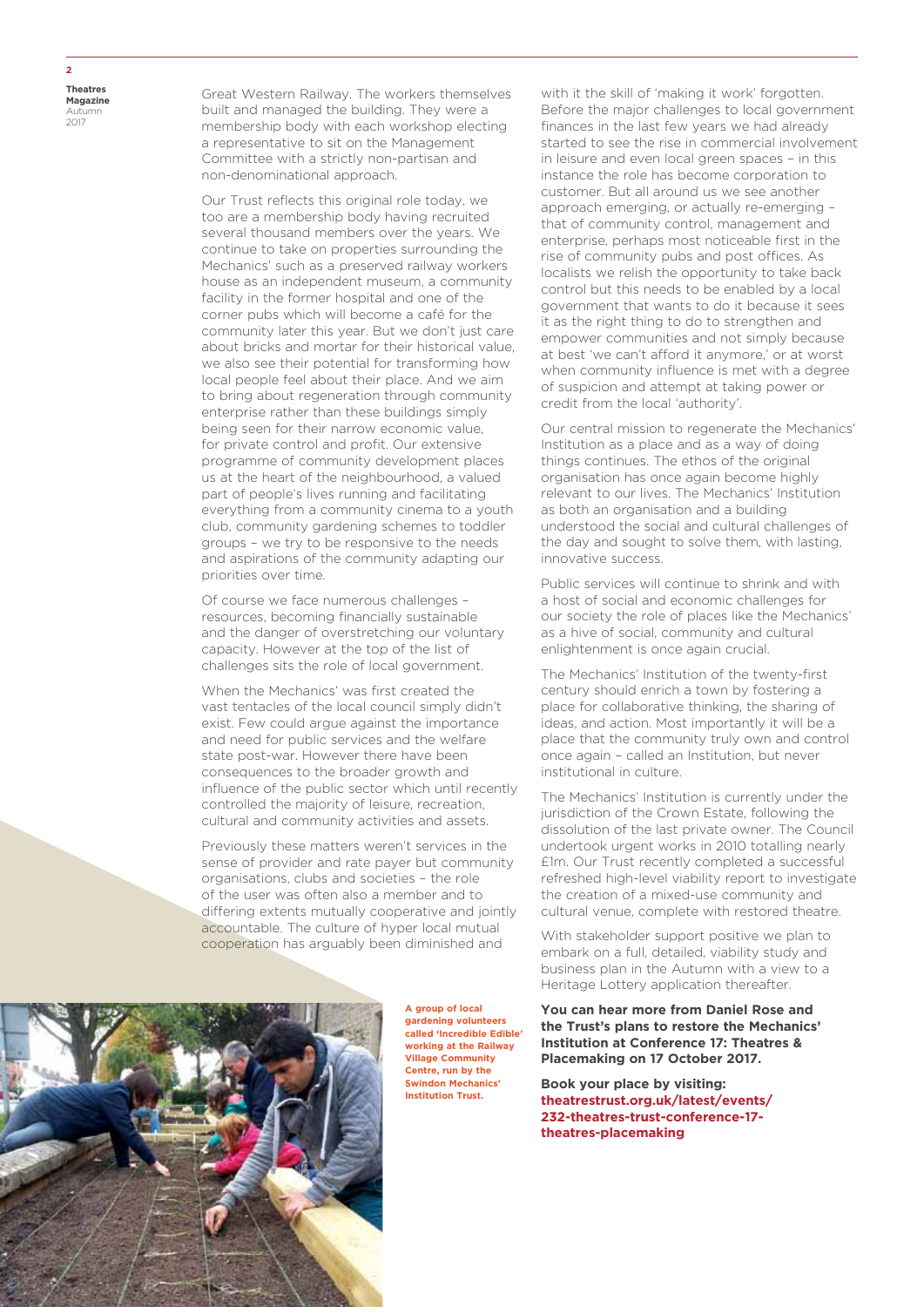Great Western Railway. The workers themselves built and managed the building. They were a membership body with each workshop electing a representative to sit on the Management Committee with a strictly non-partisan and non-denominational approach.

Our Trust reflects this original role today, we too are a membership body having recruited several thousand members over the years. We continue to take on properties surrounding the Mechanics' such as a preserved railway workers house as an independent museum, a community facility in the former hospital and one of the corner pubs which will become a café for the community later this year. But we don't just care about bricks and mortar for their historical value, we also see their potential for transforming how local people feel about their place. And we aim to bring about regeneration through community enterprise rather than these buildings simply being seen for their narrow economic value, for private control and profit. Our extensive programme of community development places us at the heart of the neighbourhood, a valued part of people's lives running and facilitating everything from a community cinema to a youth club, community gardening schemes to toddler groups – we try to be responsive to the needs and aspirations of the community adapting our priorities over time.

Of course we face numerous challenges – resources, becoming financially sustainable and the danger of overstretching our voluntary capacity. However at the top of the list of challenges sits the role of local government.

When the Mechanics' was first created the vast tentacles of the local council simply didn't exist. Few could argue against the importance and need for public services and the welfare state post-war. However there have been consequences to the broader growth and influence of the public sector which until recently controlled the majority of leisure, recreation, cultural and community activities and assets.

Previously these matters weren't services in the sense of provider and rate payer but community organisations, clubs and societies – the role of the user was often also a member and to differing extents mutually cooperative and jointly accountable. The culture of hyper local mutual cooperation has arguably been diminished and with it the skill of 'making it work' forgotten. Before the major challenges to local government finances in the last few years we had already started to see the rise in commercial involvement in leisure and even local green spaces – in this instance the role has become corporation to customer. But all around us we see another approach emerging, or actually re-emerging – that of community control, management and enterprise, perhaps most noticeable first in the rise of community pubs and post offices. As localists we relish the opportunity to take back control but this needs to be enabled by a local government that wants to do it because it sees it as the right thing to do to strengthen and empower communities and not simply because at best 'we can't afford it anymore,' or at worst when community influence is met with a degree of suspicion and attempt at taking power or credit from the local 'authority'.

Our central mission to regenerate the Mechanics' Institution as a place and as a way of doing things continues. The ethos of the original organisation has once again become highly relevant to our lives. The Mechanics' Institution as both an organisation and a building understood the social and cultural challenges of the day and sought to solve them, with lasting, innovative success.

Public services will continue to shrink and with a host of social and economic challenges for our society the role of places like the Mechanics' as a hive of social, community and cultural enlightenment is once again crucial.

The Mechanics' Institution of the twenty-first century should enrich a town by fostering a place for collaborative thinking, the sharing of ideas, and action. Most importantly it will be a place that the community truly own and control once again – called an Institution, but never institutional in culture.

The Mechanics' Institution is currently under the jurisdiction of the Crown Estate, following the dissolution of the last private owner. The Council undertook urgent works in 2010 totalling nearly £1m. Our Trust recently completed a successful refreshed high-level viability report to investigate the creation of a mixed-use community and cultural venue, complete with restored theatre.

With stakeholder support positive we plan to embark on a full, detailed, viability study and business plan in the Autumn with a view to a Heritage Lottery application thereafter.

A group of local gardening volunteers called 'Incredible Edible' working at the Railway Village Community Centre, run by the Swindon Mechanics' Institution Trust.

**You can hear more from Daniel Rose and the Trust's plans to restore the Mechanics' Institution at Conference 17: Theatres & Placemaking on 17 October 2017.**

**Book your place by visiting: theatrestrust.org.uk/latest/events/232-theatres-trust-conference-17-theatres-placemaking**